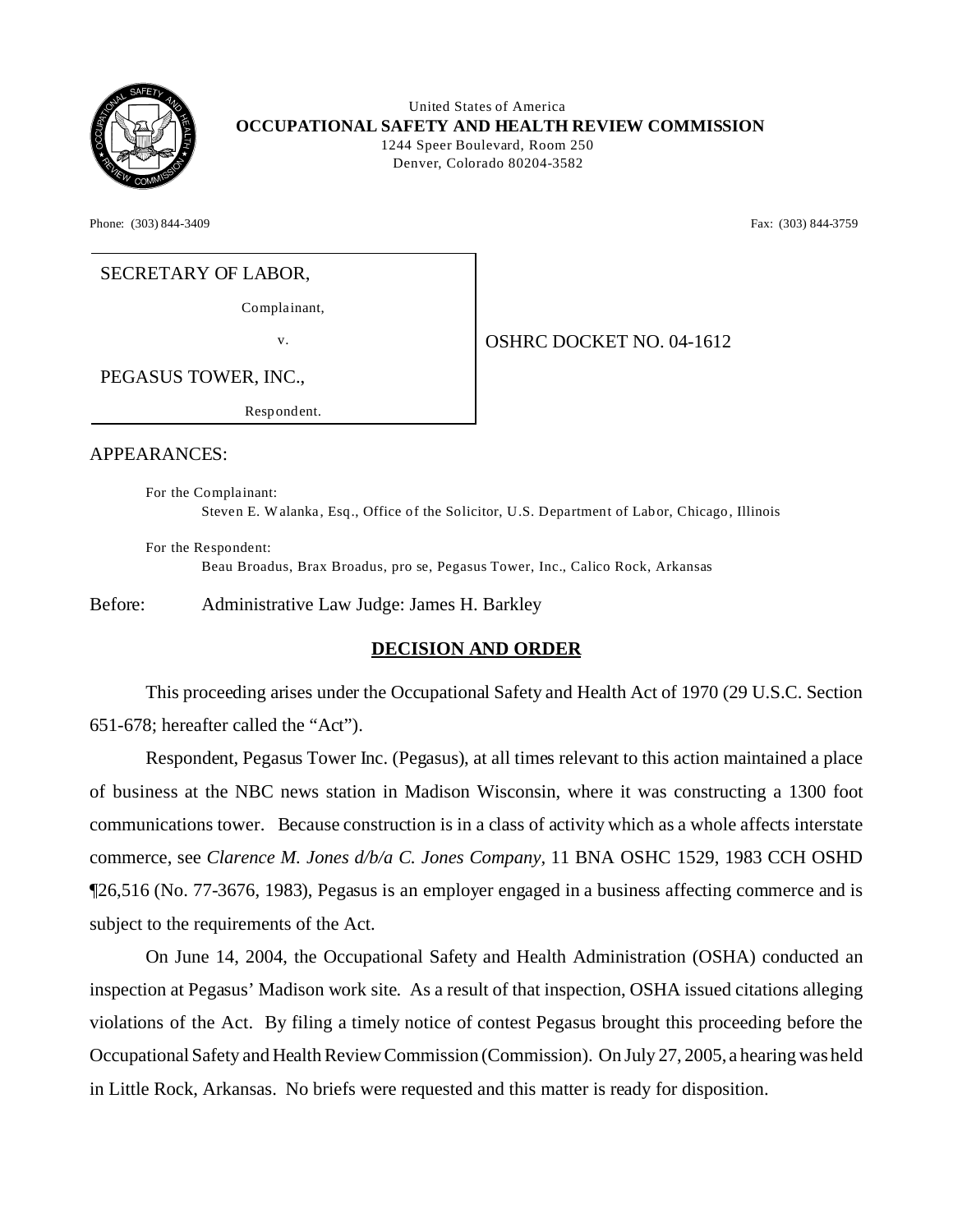United States of America
**OCCUPATIONAL SAFETY AND HEALTH REVIEW COMMISSION**
1244 Speer Boulevard, Room 250
Denver, Colorado 80204-3582

Phone: (303) 844-3409 Fax: (303) 844-3759

| | |
|---|---|
| SECRETARY OF LABOR,<br>Complainant,<br>v.<br>PEGASUS TOWER, INC.,<br>Respondent. | OSHRC DOCKET NO. 04-1612 |

APPEARANCES:

For the Complainant:
Steven E. Walanka, Esq., Office of the Solicitor, U.S. Department of Labor, Chicago, Illinois

For the Respondent:
Beau Broadus, Brax Broadus, pro se, Pegasus Tower, Inc., Calico Rock, Arkansas

Before: Administrative Law Judge: James H. Barkley

## DECISION AND ORDER

This proceeding arises under the Occupational Safety and Health Act of 1970 (29 U.S.C. Section 651-678; hereafter called the "Act").

Respondent, Pegasus Tower Inc. (Pegasus), at all times relevant to this action maintained a place of business at the NBC news station in Madison Wisconsin, where it was constructing a 1300 foot communications tower. Because construction is in a class of activity which as a whole affects interstate commerce, see *Clarence M. Jones d/b/a C. Jones Company,* 11 BNA OSHC 1529, 1983 CCH OSHD ¶26,516 (No. 77-3676, 1983), Pegasus is an employer engaged in a business affecting commerce and is subject to the requirements of the Act.

On June 14, 2004, the Occupational Safety and Health Administration (OSHA) conducted an inspection at Pegasus' Madison work site. As a result of that inspection, OSHA issued citations alleging violations of the Act. By filing a timely notice of contest Pegasus brought this proceeding before the Occupational Safety and Health Review Commission (Commission). On July 27, 2005, a hearing was held in Little Rock, Arkansas. No briefs were requested and this matter is ready for disposition.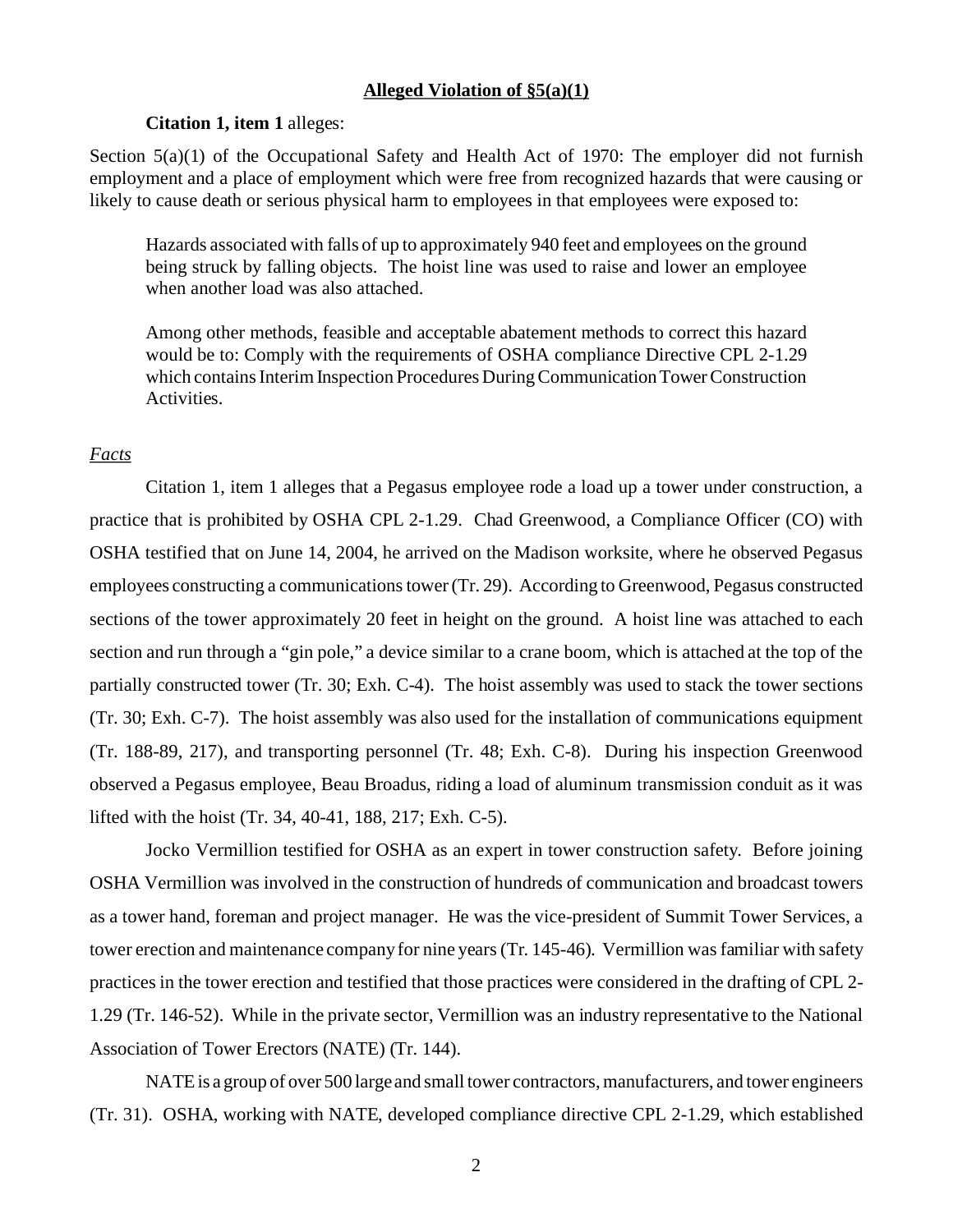**Alleged Violation of §5(a)(1)**

**Citation 1, item 1** alleges:

Section 5(a)(1) of the Occupational Safety and Health Act of 1970: The employer did not furnish employment and a place of employment which were free from recognized hazards that were causing or likely to cause death or serious physical harm to employees in that employees were exposed to:

> Hazards associated with falls of up to approximately 940 feet and employees on the ground being struck by falling objects. The hoist line was used to raise and lower an employee when another load was also attached.
>
> Among other methods, feasible and acceptable abatement methods to correct this hazard would be to: Comply with the requirements of OSHA compliance Directive CPL 2-1.29 which contains Interim Inspection Procedures During Communication Tower Construction Activities.

*Facts*

Citation 1, item 1 alleges that a Pegasus employee rode a load up a tower under construction, a practice that is prohibited by OSHA CPL 2-1.29. Chad Greenwood, a Compliance Officer (CO) with OSHA testified that on June 14, 2004, he arrived on the Madison worksite, where he observed Pegasus employees constructing a communications tower (Tr. 29). According to Greenwood, Pegasus constructed sections of the tower approximately 20 feet in height on the ground. A hoist line was attached to each section and run through a "gin pole," a device similar to a crane boom, which is attached at the top of the partially constructed tower (Tr. 30; Exh. C-4). The hoist assembly was used to stack the tower sections (Tr. 30; Exh. C-7). The hoist assembly was also used for the installation of communications equipment (Tr. 188-89, 217), and transporting personnel (Tr. 48; Exh. C-8). During his inspection Greenwood observed a Pegasus employee, Beau Broadus, riding a load of aluminum transmission conduit as it was lifted with the hoist (Tr. 34, 40-41, 188, 217; Exh. C-5).

Jocko Vermillion testified for OSHA as an expert in tower construction safety. Before joining OSHA Vermillion was involved in the construction of hundreds of communication and broadcast towers as a tower hand, foreman and project manager. He was the vice-president of Summit Tower Services, a tower erection and maintenance company for nine years (Tr. 145-46). Vermillion was familiar with safety practices in the tower erection and testified that those practices were considered in the drafting of CPL 2-1.29 (Tr. 146-52). While in the private sector, Vermillion was an industry representative to the National Association of Tower Erectors (NATE) (Tr. 144).

NATE is a group of over 500 large and small tower contractors, manufacturers, and tower engineers (Tr. 31). OSHA, working with NATE, developed compliance directive CPL 2-1.29, which established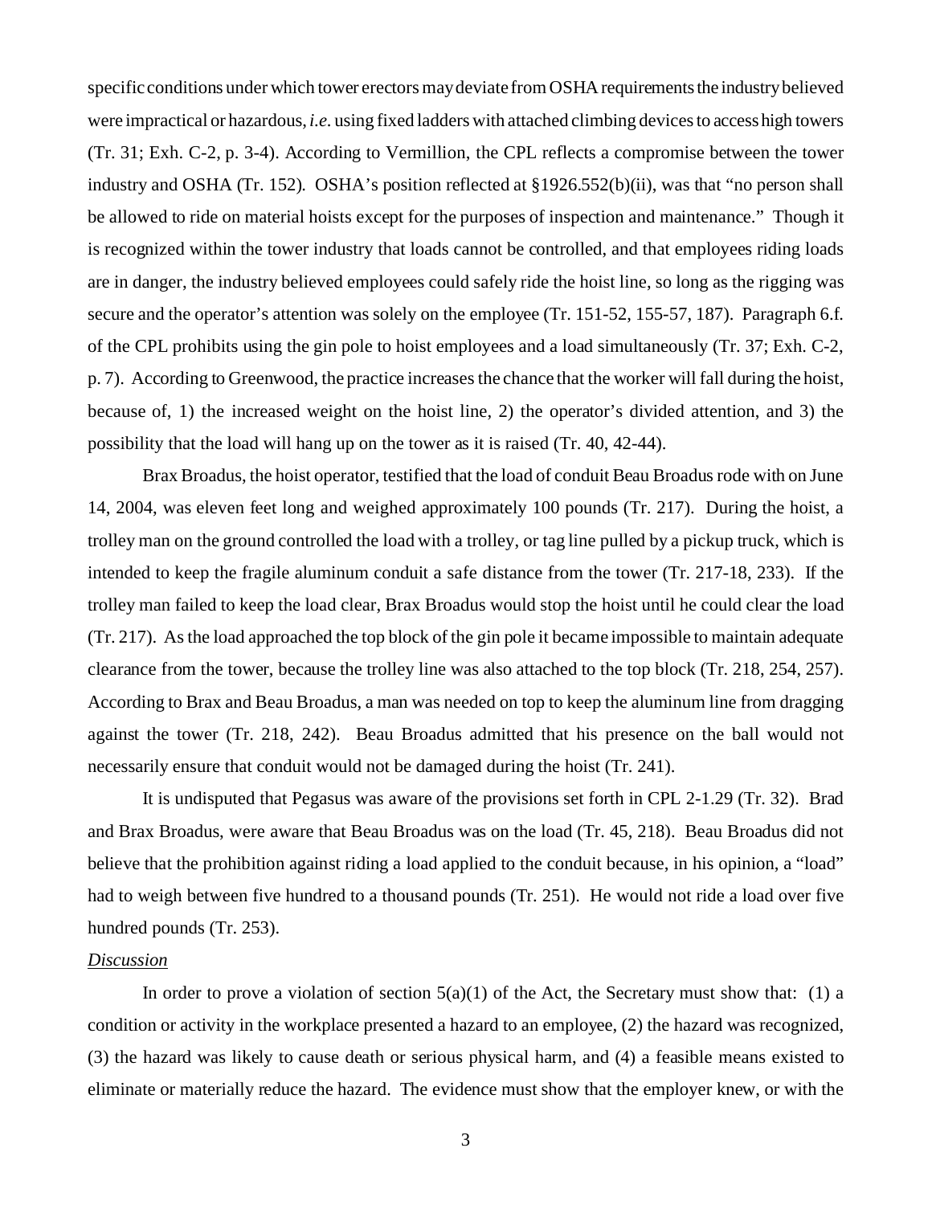specific conditions under which tower erectors may deviate from OSHA requirements the industry believed were impractical or hazardous, *i.e.* using fixed ladders with attached climbing devices to access high towers (Tr. 31; Exh. C-2, p. 3-4). According to Vermillion, the CPL reflects a compromise between the tower industry and OSHA (Tr. 152). OSHA's position reflected at §1926.552(b)(ii), was that "no person shall be allowed to ride on material hoists except for the purposes of inspection and maintenance." Though it is recognized within the tower industry that loads cannot be controlled, and that employees riding loads are in danger, the industry believed employees could safely ride the hoist line, so long as the rigging was secure and the operator's attention was solely on the employee (Tr. 151-52, 155-57, 187). Paragraph 6.f. of the CPL prohibits using the gin pole to hoist employees and a load simultaneously (Tr. 37; Exh. C-2, p. 7). According to Greenwood, the practice increases the chance that the worker will fall during the hoist, because of, 1) the increased weight on the hoist line, 2) the operator's divided attention, and 3) the possibility that the load will hang up on the tower as it is raised (Tr. 40, 42-44).

Brax Broadus, the hoist operator, testified that the load of conduit Beau Broadus rode with on June 14, 2004, was eleven feet long and weighed approximately 100 pounds (Tr. 217). During the hoist, a trolley man on the ground controlled the load with a trolley, or tag line pulled by a pickup truck, which is intended to keep the fragile aluminum conduit a safe distance from the tower (Tr. 217-18, 233). If the trolley man failed to keep the load clear, Brax Broadus would stop the hoist until he could clear the load (Tr. 217). As the load approached the top block of the gin pole it became impossible to maintain adequate clearance from the tower, because the trolley line was also attached to the top block (Tr. 218, 254, 257). According to Brax and Beau Broadus, a man was needed on top to keep the aluminum line from dragging against the tower (Tr. 218, 242). Beau Broadus admitted that his presence on the ball would not necessarily ensure that conduit would not be damaged during the hoist (Tr. 241).

It is undisputed that Pegasus was aware of the provisions set forth in CPL 2-1.29 (Tr. 32). Brad and Brax Broadus, were aware that Beau Broadus was on the load (Tr. 45, 218). Beau Broadus did not believe that the prohibition against riding a load applied to the conduit because, in his opinion, a "load" had to weigh between five hundred to a thousand pounds (Tr. 251). He would not ride a load over five hundred pounds (Tr. 253).

## *Discussion*

In order to prove a violation of section 5(a)(1) of the Act, the Secretary must show that: (1) a condition or activity in the workplace presented a hazard to an employee, (2) the hazard was recognized, (3) the hazard was likely to cause death or serious physical harm, and (4) a feasible means existed to eliminate or materially reduce the hazard. The evidence must show that the employer knew, or with the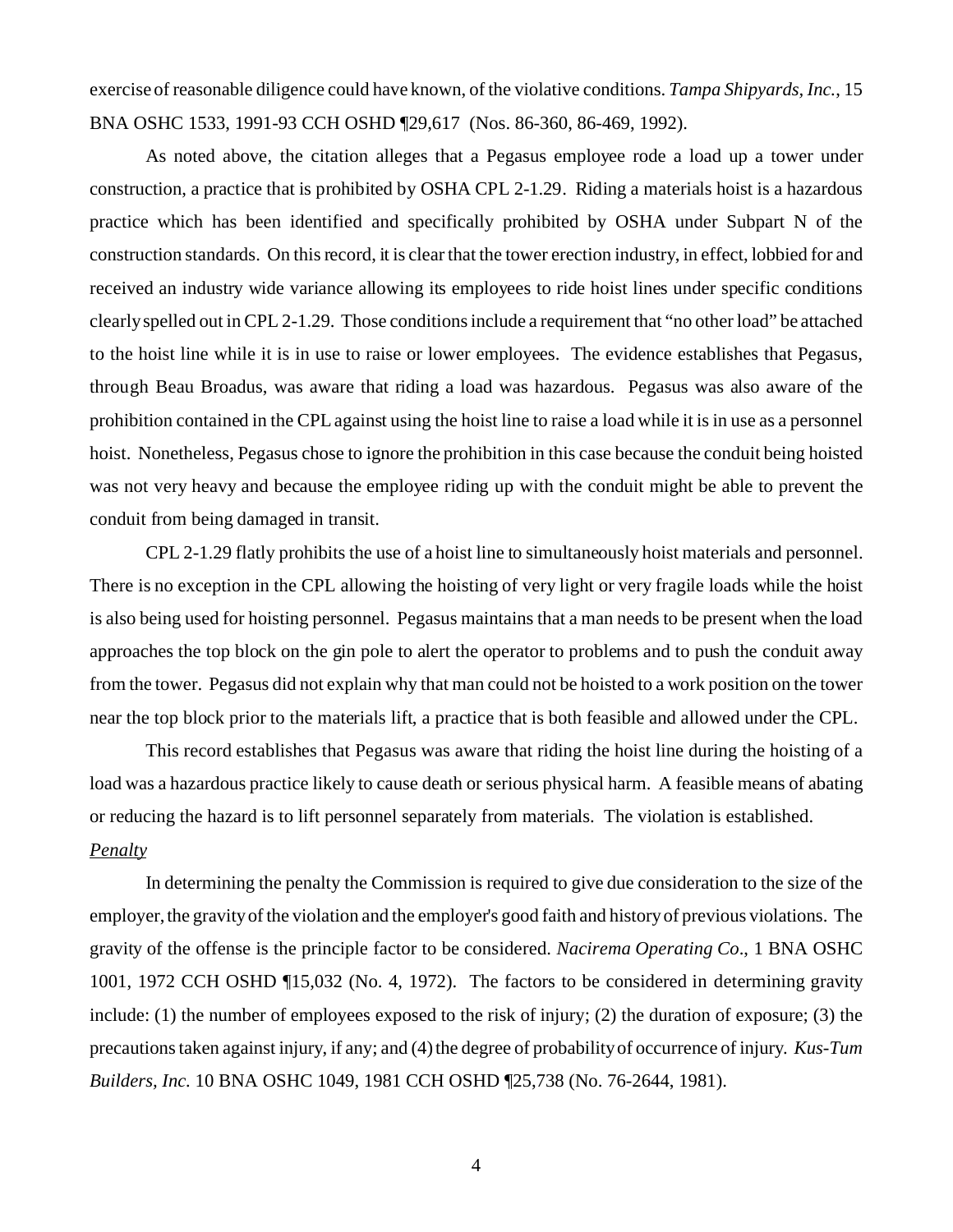exercise of reasonable diligence could have known, of the violative conditions. *Tampa Shipyards, Inc.*, 15 BNA OSHC 1533, 1991-93 CCH OSHD ¶29,617 (Nos. 86-360, 86-469, 1992).

As noted above, the citation alleges that a Pegasus employee rode a load up a tower under construction, a practice that is prohibited by OSHA CPL 2-1.29. Riding a materials hoist is a hazardous practice which has been identified and specifically prohibited by OSHA under Subpart N of the construction standards. On this record, it is clear that the tower erection industry, in effect, lobbied for and received an industry wide variance allowing its employees to ride hoist lines under specific conditions clearly spelled out in CPL 2-1.29. Those conditions include a requirement that "no other load" be attached to the hoist line while it is in use to raise or lower employees. The evidence establishes that Pegasus, through Beau Broadus, was aware that riding a load was hazardous. Pegasus was also aware of the prohibition contained in the CPL against using the hoist line to raise a load while it is in use as a personnel hoist. Nonetheless, Pegasus chose to ignore the prohibition in this case because the conduit being hoisted was not very heavy and because the employee riding up with the conduit might be able to prevent the conduit from being damaged in transit.

CPL 2-1.29 flatly prohibits the use of a hoist line to simultaneously hoist materials and personnel. There is no exception in the CPL allowing the hoisting of very light or very fragile loads while the hoist is also being used for hoisting personnel. Pegasus maintains that a man needs to be present when the load approaches the top block on the gin pole to alert the operator to problems and to push the conduit away from the tower. Pegasus did not explain why that man could not be hoisted to a work position on the tower near the top block prior to the materials lift, a practice that is both feasible and allowed under the CPL.

This record establishes that Pegasus was aware that riding the hoist line during the hoisting of a load was a hazardous practice likely to cause death or serious physical harm. A feasible means of abating or reducing the hazard is to lift personnel separately from materials. The violation is established.

*Penalty*

In determining the penalty the Commission is required to give due consideration to the size of the employer, the gravity of the violation and the employer's good faith and history of previous violations. The gravity of the offense is the principle factor to be considered. *Nacirema Operating Co*., 1 BNA OSHC 1001, 1972 CCH OSHD ¶15,032 (No. 4, 1972). The factors to be considered in determining gravity include: (1) the number of employees exposed to the risk of injury; (2) the duration of exposure; (3) the precautions taken against injury, if any; and (4) the degree of probability of occurrence of injury. *Kus-Tum Builders, Inc.* 10 BNA OSHC 1049, 1981 CCH OSHD ¶25,738 (No. 76-2644, 1981).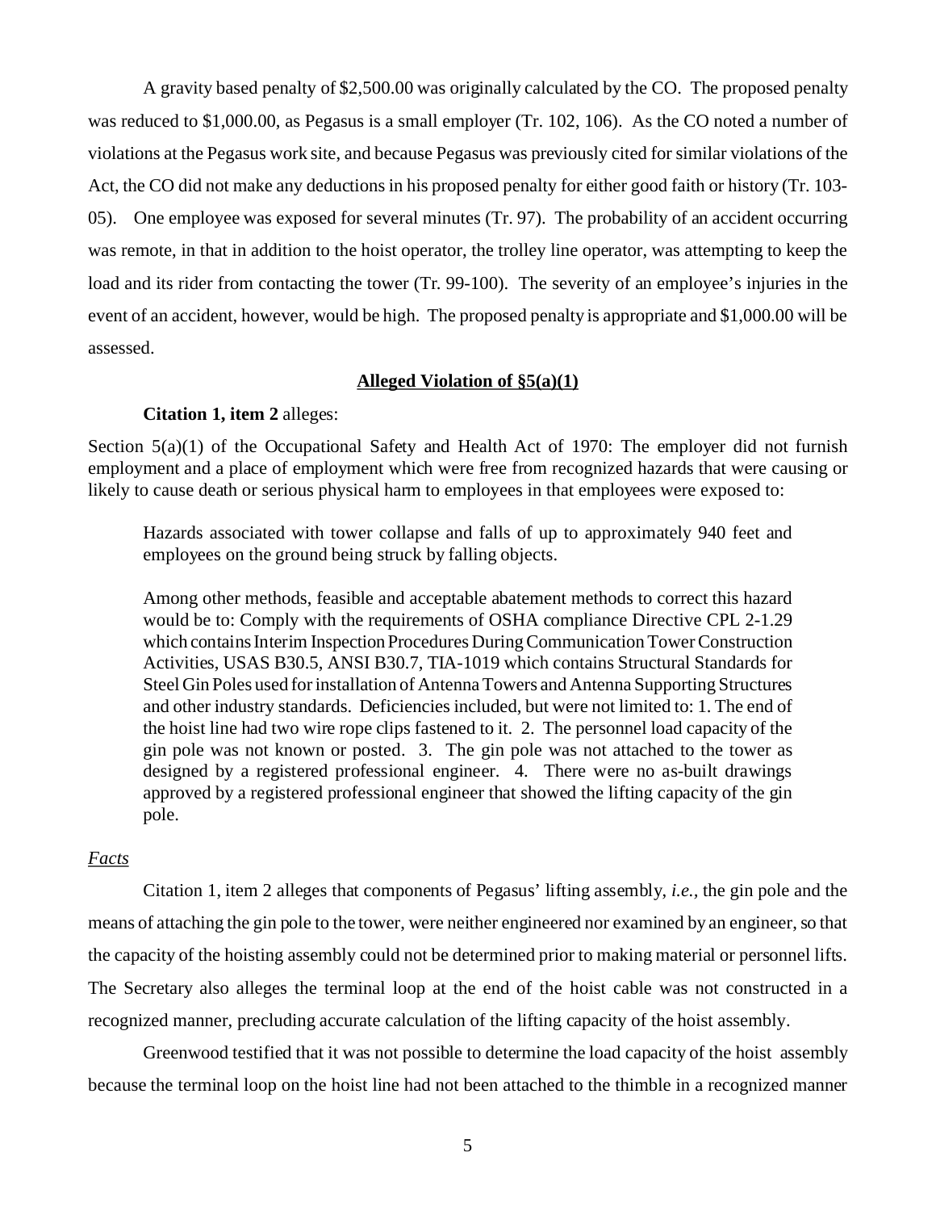A gravity based penalty of $2,500.00 was originally calculated by the CO. The proposed penalty was reduced to $1,000.00, as Pegasus is a small employer (Tr. 102, 106). As the CO noted a number of violations at the Pegasus work site, and because Pegasus was previously cited for similar violations of the Act, the CO did not make any deductions in his proposed penalty for either good faith or history (Tr. 103-05). One employee was exposed for several minutes (Tr. 97). The probability of an accident occurring was remote, in that in addition to the hoist operator, the trolley line operator, was attempting to keep the load and its rider from contacting the tower (Tr. 99-100). The severity of an employee's injuries in the event of an accident, however, would be high. The proposed penalty is appropriate and $1,000.00 will be assessed.

**Alleged Violation of §5(a)(1)**

**Citation 1, item 2** alleges:

Section 5(a)(1) of the Occupational Safety and Health Act of 1970: The employer did not furnish employment and a place of employment which were free from recognized hazards that were causing or likely to cause death or serious physical harm to employees in that employees were exposed to:

> Hazards associated with tower collapse and falls of up to approximately 940 feet and employees on the ground being struck by falling objects.
>
> Among other methods, feasible and acceptable abatement methods to correct this hazard would be to: Comply with the requirements of OSHA compliance Directive CPL 2-1.29 which contains Interim Inspection Procedures During Communication Tower Construction Activities, USAS B30.5, ANSI B30.7, TIA-1019 which contains Structural Standards for Steel Gin Poles used for installation of Antenna Towers and Antenna Supporting Structures and other industry standards. Deficiencies included, but were not limited to: 1. The end of the hoist line had two wire rope clips fastened to it. 2. The personnel load capacity of the gin pole was not known or posted. 3. The gin pole was not attached to the tower as designed by a registered professional engineer. 4. There were no as-built drawings approved by a registered professional engineer that showed the lifting capacity of the gin pole.

*Facts*

Citation 1, item 2 alleges that components of Pegasus' lifting assembly, *i.e.,* the gin pole and the means of attaching the gin pole to the tower, were neither engineered nor examined by an engineer, so that the capacity of the hoisting assembly could not be determined prior to making material or personnel lifts. The Secretary also alleges the terminal loop at the end of the hoist cable was not constructed in a recognized manner, precluding accurate calculation of the lifting capacity of the hoist assembly.

Greenwood testified that it was not possible to determine the load capacity of the hoist assembly because the terminal loop on the hoist line had not been attached to the thimble in a recognized manner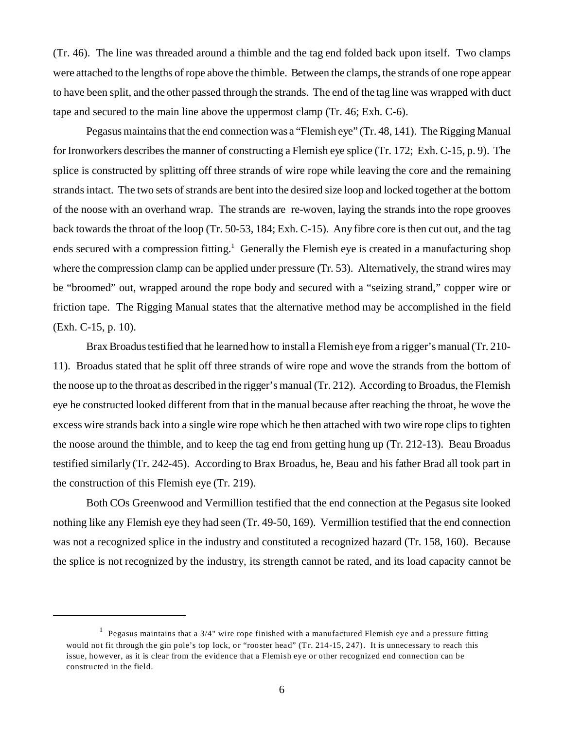(Tr. 46). The line was threaded around a thimble and the tag end folded back upon itself. Two clamps were attached to the lengths of rope above the thimble. Between the clamps, the strands of one rope appear to have been split, and the other passed through the strands. The end of the tag line was wrapped with duct tape and secured to the main line above the uppermost clamp (Tr. 46; Exh. C-6).

Pegasus maintains that the end connection was a "Flemish eye" (Tr. 48, 141). The Rigging Manual for Ironworkers describes the manner of constructing a Flemish eye splice (Tr. 172; Exh. C-15, p. 9). The splice is constructed by splitting off three strands of wire rope while leaving the core and the remaining strands intact. The two sets of strands are bent into the desired size loop and locked together at the bottom of the noose with an overhand wrap. The strands are re-woven, laying the strands into the rope grooves back towards the throat of the loop (Tr. 50-53, 184; Exh. C-15). Any fibre core is then cut out, and the tag ends secured with a compression fitting.[1] Generally the Flemish eye is created in a manufacturing shop where the compression clamp can be applied under pressure (Tr. 53). Alternatively, the strand wires may be "broomed" out, wrapped around the rope body and secured with a "seizing strand," copper wire or friction tape. The Rigging Manual states that the alternative method may be accomplished in the field (Exh. C-15, p. 10).

Brax Broadus testified that he learned how to install a Flemish eye from a rigger's manual (Tr. 210-11). Broadus stated that he split off three strands of wire rope and wove the strands from the bottom of the noose up to the throat as described in the rigger's manual (Tr. 212). According to Broadus, the Flemish eye he constructed looked different from that in the manual because after reaching the throat, he wove the excess wire strands back into a single wire rope which he then attached with two wire rope clips to tighten the noose around the thimble, and to keep the tag end from getting hung up (Tr. 212-13). Beau Broadus testified similarly (Tr. 242-45). According to Brax Broadus, he, Beau and his father Brad all took part in the construction of this Flemish eye (Tr. 219).

Both COs Greenwood and Vermillion testified that the end connection at the Pegasus site looked nothing like any Flemish eye they had seen (Tr. 49-50, 169). Vermillion testified that the end connection was not a recognized splice in the industry and constituted a recognized hazard (Tr. 158, 160). Because the splice is not recognized by the industry, its strength cannot be rated, and its load capacity cannot be

---

[1] Pegasus maintains that a 3/4" wire rope finished with a manufactured Flemish eye and a pressure fitting would not fit through the gin pole's top lock, or "rooster head" (Tr. 214-15, 247). It is unnecessary to reach this issue, however, as it is clear from the evidence that a Flemish eye or other recognized end connection can be constructed in the field.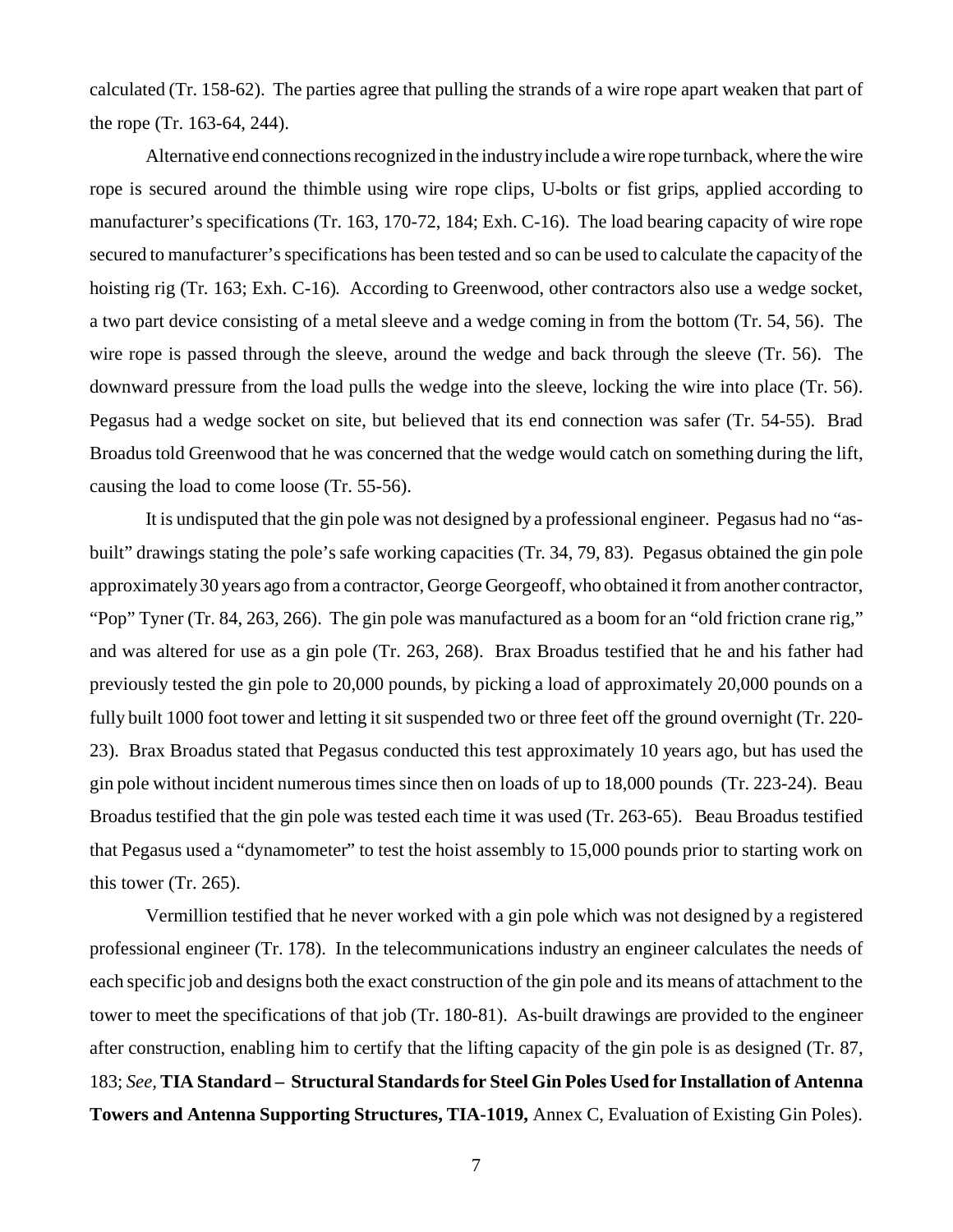calculated (Tr. 158-62). The parties agree that pulling the strands of a wire rope apart weaken that part of the rope (Tr. 163-64, 244).

Alternative end connections recognized in the industry include a wire rope turnback, where the wire rope is secured around the thimble using wire rope clips, U-bolts or fist grips, applied according to manufacturer's specifications (Tr. 163, 170-72, 184; Exh. C-16). The load bearing capacity of wire rope secured to manufacturer's specifications has been tested and so can be used to calculate the capacity of the hoisting rig (Tr. 163; Exh. C-16). According to Greenwood, other contractors also use a wedge socket, a two part device consisting of a metal sleeve and a wedge coming in from the bottom (Tr. 54, 56). The wire rope is passed through the sleeve, around the wedge and back through the sleeve (Tr. 56). The downward pressure from the load pulls the wedge into the sleeve, locking the wire into place (Tr. 56). Pegasus had a wedge socket on site, but believed that its end connection was safer (Tr. 54-55). Brad Broadus told Greenwood that he was concerned that the wedge would catch on something during the lift, causing the load to come loose (Tr. 55-56).

It is undisputed that the gin pole was not designed by a professional engineer. Pegasus had no "as-built" drawings stating the pole's safe working capacities (Tr. 34, 79, 83). Pegasus obtained the gin pole approximately 30 years ago from a contractor, George Georgeoff, who obtained it from another contractor, "Pop" Tyner (Tr. 84, 263, 266). The gin pole was manufactured as a boom for an "old friction crane rig," and was altered for use as a gin pole (Tr. 263, 268). Brax Broadus testified that he and his father had previously tested the gin pole to 20,000 pounds, by picking a load of approximately 20,000 pounds on a fully built 1000 foot tower and letting it sit suspended two or three feet off the ground overnight (Tr. 220-23). Brax Broadus stated that Pegasus conducted this test approximately 10 years ago, but has used the gin pole without incident numerous times since then on loads of up to 18,000 pounds (Tr. 223-24). Beau Broadus testified that the gin pole was tested each time it was used (Tr. 263-65). Beau Broadus testified that Pegasus used a "dynamometer" to test the hoist assembly to 15,000 pounds prior to starting work on this tower (Tr. 265).

Vermillion testified that he never worked with a gin pole which was not designed by a registered professional engineer (Tr. 178). In the telecommunications industry an engineer calculates the needs of each specific job and designs both the exact construction of the gin pole and its means of attachment to the tower to meet the specifications of that job (Tr. 180-81). As-built drawings are provided to the engineer after construction, enabling him to certify that the lifting capacity of the gin pole is as designed (Tr. 87, 183; *See,* **TIA Standard – Structural Standards for Steel Gin Poles Used for Installation of Antenna Towers and Antenna Supporting Structures, TIA-1019,** Annex C, Evaluation of Existing Gin Poles).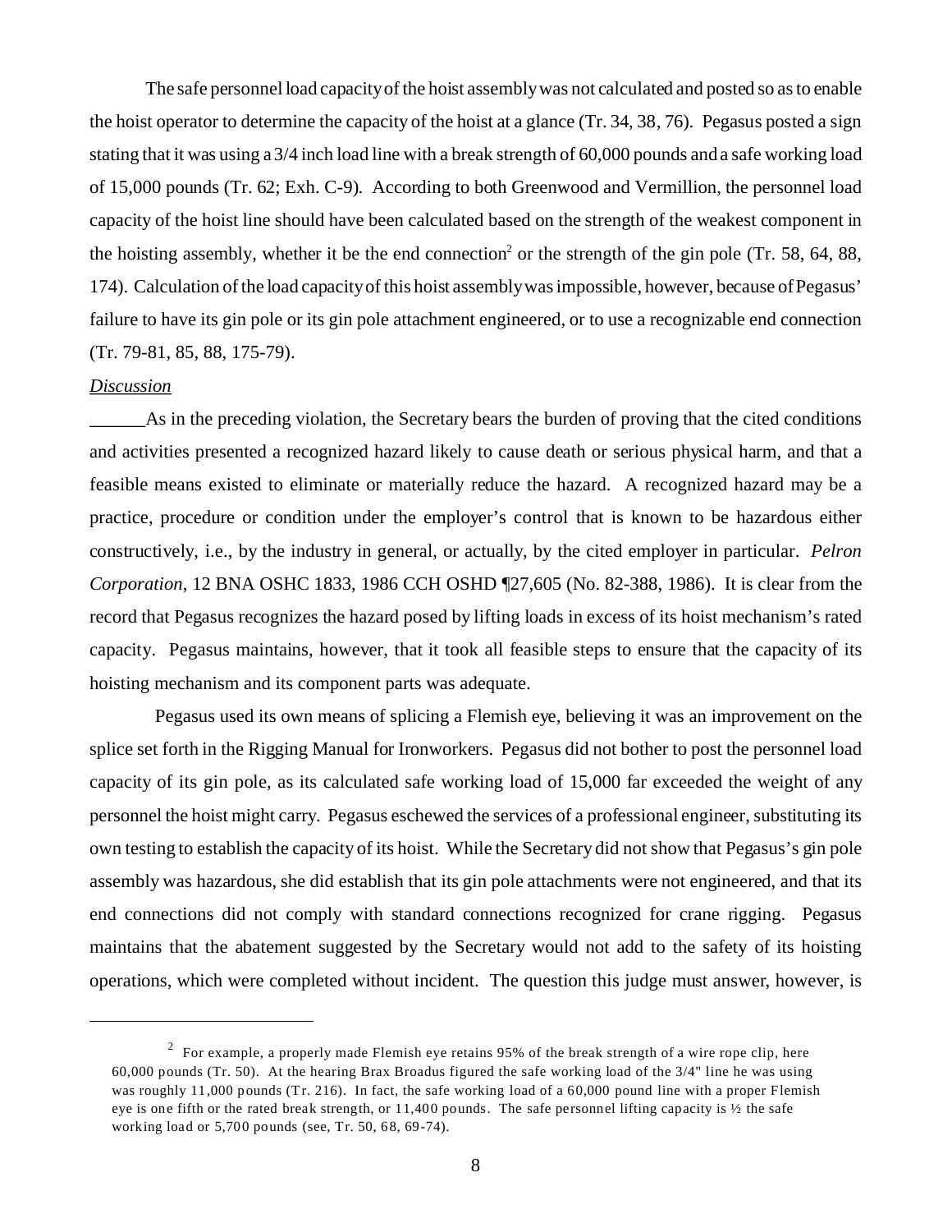The safe personnel load capacity of the hoist assembly was not calculated and posted so as to enable the hoist operator to determine the capacity of the hoist at a glance (Tr. 34, 38, 76). Pegasus posted a sign stating that it was using a 3/4 inch load line with a break strength of 60,000 pounds and a safe working load of 15,000 pounds (Tr. 62; Exh. C-9). According to both Greenwood and Vermillion, the personnel load capacity of the hoist line should have been calculated based on the strength of the weakest component in the hoisting assembly, whether it be the end connection[2] or the strength of the gin pole (Tr. 58, 64, 88, 174). Calculation of the load capacity of this hoist assembly was impossible, however, because of Pegasus' failure to have its gin pole or its gin pole attachment engineered, or to use a recognizable end connection (Tr. 79-81, 85, 88, 175-79).

*Discussion*

As in the preceding violation, the Secretary bears the burden of proving that the cited conditions and activities presented a recognized hazard likely to cause death or serious physical harm, and that a feasible means existed to eliminate or materially reduce the hazard. A recognized hazard may be a practice, procedure or condition under the employer's control that is known to be hazardous either constructively, i.e., by the industry in general, or actually, by the cited employer in particular. *Pelron Corporation*, 12 BNA OSHC 1833, 1986 CCH OSHD ¶27,605 (No. 82-388, 1986). It is clear from the record that Pegasus recognizes the hazard posed by lifting loads in excess of its hoist mechanism's rated capacity. Pegasus maintains, however, that it took all feasible steps to ensure that the capacity of its hoisting mechanism and its component parts was adequate.

Pegasus used its own means of splicing a Flemish eye, believing it was an improvement on the splice set forth in the Rigging Manual for Ironworkers. Pegasus did not bother to post the personnel load capacity of its gin pole, as its calculated safe working load of 15,000 far exceeded the weight of any personnel the hoist might carry. Pegasus eschewed the services of a professional engineer, substituting its own testing to establish the capacity of its hoist. While the Secretary did not show that Pegasus's gin pole assembly was hazardous, she did establish that its gin pole attachments were not engineered, and that its end connections did not comply with standard connections recognized for crane rigging. Pegasus maintains that the abatement suggested by the Secretary would not add to the safety of its hoisting operations, which were completed without incident. The question this judge must answer, however, is

---

[2] For example, a properly made Flemish eye retains 95% of the break strength of a wire rope clip, here 60,000 pounds (Tr. 50). At the hearing Brax Broadus figured the safe working load of the 3/4" line he was using was roughly 11,000 pounds (Tr. 216). In fact, the safe working load of a 60,000 pound line with a proper Flemish eye is one fifth or the rated break strength, or 11,400 pounds. The safe personnel lifting capacity is ½ the safe working load or 5,700 pounds (see, Tr. 50, 68, 69-74).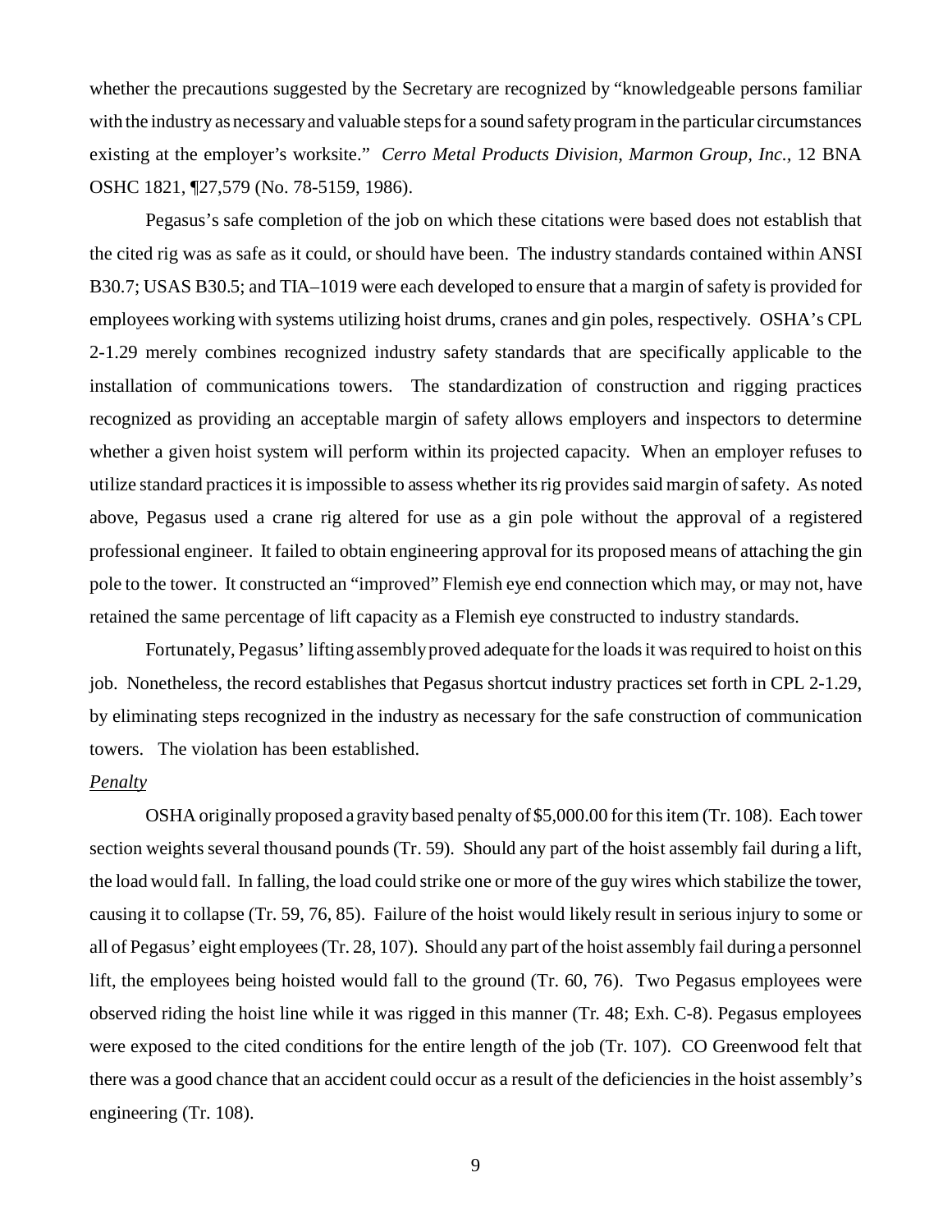whether the precautions suggested by the Secretary are recognized by "knowledgeable persons familiar with the industry as necessary and valuable steps for a sound safety program in the particular circumstances existing at the employer's worksite." *Cerro Metal Products Division, Marmon Group, Inc.*, 12 BNA OSHC 1821, ¶27,579 (No. 78-5159, 1986).

Pegasus's safe completion of the job on which these citations were based does not establish that the cited rig was as safe as it could, or should have been. The industry standards contained within ANSI B30.7; USAS B30.5; and TIA–1019 were each developed to ensure that a margin of safety is provided for employees working with systems utilizing hoist drums, cranes and gin poles, respectively. OSHA's CPL 2-1.29 merely combines recognized industry safety standards that are specifically applicable to the installation of communications towers. The standardization of construction and rigging practices recognized as providing an acceptable margin of safety allows employers and inspectors to determine whether a given hoist system will perform within its projected capacity. When an employer refuses to utilize standard practices it is impossible to assess whether its rig provides said margin of safety. As noted above, Pegasus used a crane rig altered for use as a gin pole without the approval of a registered professional engineer. It failed to obtain engineering approval for its proposed means of attaching the gin pole to the tower. It constructed an "improved" Flemish eye end connection which may, or may not, have retained the same percentage of lift capacity as a Flemish eye constructed to industry standards.

Fortunately, Pegasus' lifting assembly proved adequate for the loads it was required to hoist on this job. Nonetheless, the record establishes that Pegasus shortcut industry practices set forth in CPL 2-1.29, by eliminating steps recognized in the industry as necessary for the safe construction of communication towers. The violation has been established.

*Penalty*

OSHA originally proposed a gravity based penalty of $5,000.00 for this item (Tr. 108). Each tower section weights several thousand pounds (Tr. 59). Should any part of the hoist assembly fail during a lift, the load would fall. In falling, the load could strike one or more of the guy wires which stabilize the tower, causing it to collapse (Tr. 59, 76, 85). Failure of the hoist would likely result in serious injury to some or all of Pegasus' eight employees (Tr. 28, 107). Should any part of the hoist assembly fail during a personnel lift, the employees being hoisted would fall to the ground (Tr. 60, 76). Two Pegasus employees were observed riding the hoist line while it was rigged in this manner (Tr. 48; Exh. C-8). Pegasus employees were exposed to the cited conditions for the entire length of the job (Tr. 107). CO Greenwood felt that there was a good chance that an accident could occur as a result of the deficiencies in the hoist assembly's engineering (Tr. 108).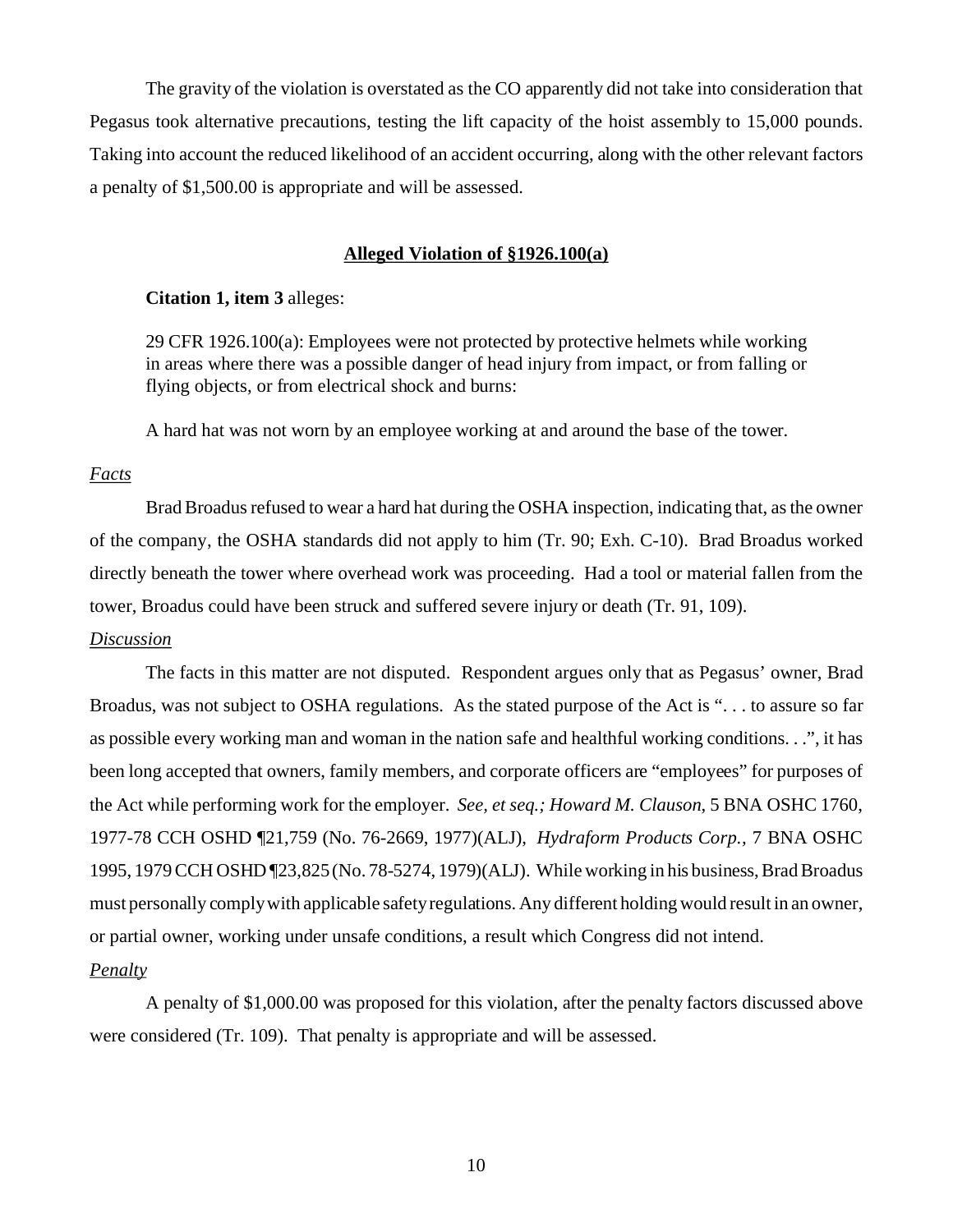The gravity of the violation is overstated as the CO apparently did not take into consideration that Pegasus took alternative precautions, testing the lift capacity of the hoist assembly to 15,000 pounds. Taking into account the reduced likelihood of an accident occurring, along with the other relevant factors a penalty of $1,500.00 is appropriate and will be assessed.

## Alleged Violation of §1926.100(a)

**Citation 1, item 3** alleges:

> 29 CFR 1926.100(a): Employees were not protected by protective helmets while working in areas where there was a possible danger of head injury from impact, or from falling or flying objects, or from electrical shock and burns:
>
> A hard hat was not worn by an employee working at and around the base of the tower.

*Facts*

Brad Broadus refused to wear a hard hat during the OSHA inspection, indicating that, as the owner of the company, the OSHA standards did not apply to him (Tr. 90; Exh. C-10). Brad Broadus worked directly beneath the tower where overhead work was proceeding. Had a tool or material fallen from the tower, Broadus could have been struck and suffered severe injury or death (Tr. 91, 109).

*Discussion*

The facts in this matter are not disputed. Respondent argues only that as Pegasus' owner, Brad Broadus, was not subject to OSHA regulations. As the stated purpose of the Act is ". . . to assure so far as possible every working man and woman in the nation safe and healthful working conditions. . .", it has been long accepted that owners, family members, and corporate officers are "employees" for purposes of the Act while performing work for the employer. *See, et seq.; Howard M. Clauson*, 5 BNA OSHC 1760, 1977-78 CCH OSHD ¶21,759 (No. 76-2669, 1977)(ALJ), *Hydraform Products Corp.*, 7 BNA OSHC 1995, 1979 CCH OSHD ¶23,825 (No. 78-5274, 1979)(ALJ). While working in his business, Brad Broadus must personally comply with applicable safety regulations. Any different holding would result in an owner, or partial owner, working under unsafe conditions, a result which Congress did not intend.

*Penalty*

A penalty of $1,000.00 was proposed for this violation, after the penalty factors discussed above were considered (Tr. 109). That penalty is appropriate and will be assessed.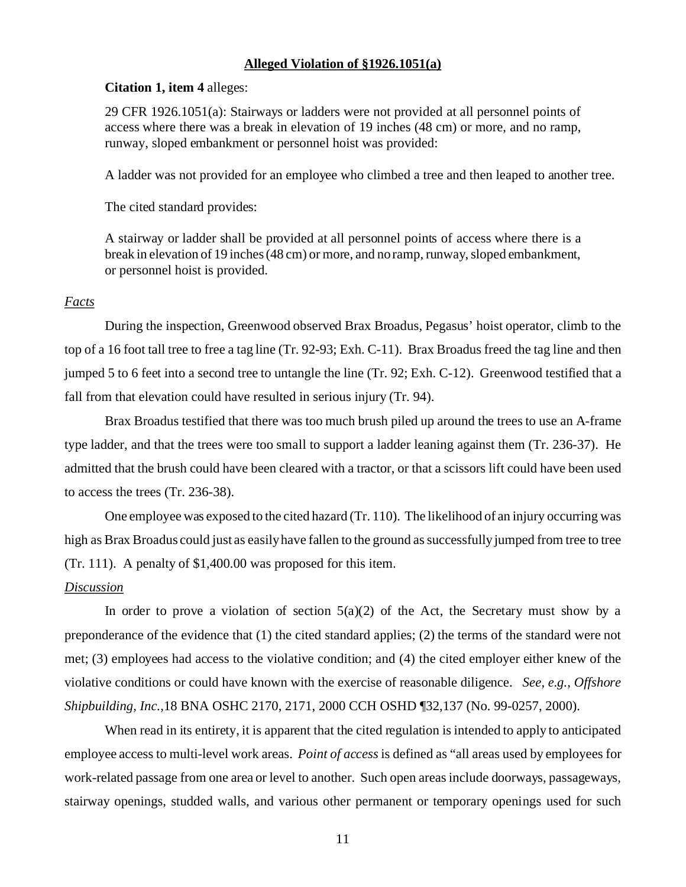**Alleged Violation of §1926.1051(a)**

**Citation 1, item 4** alleges:

> 29 CFR 1926.1051(a): Stairways or ladders were not provided at all personnel points of access where there was a break in elevation of 19 inches (48 cm) or more, and no ramp, runway, sloped embankment or personnel hoist was provided:
>
> A ladder was not provided for an employee who climbed a tree and then leaped to another tree.

The cited standard provides:

> A stairway or ladder shall be provided at all personnel points of access where there is a break in elevation of 19 inches (48 cm) or more, and no ramp, runway, sloped embankment, or personnel hoist is provided.

*Facts*

During the inspection, Greenwood observed Brax Broadus, Pegasus' hoist operator, climb to the top of a 16 foot tall tree to free a tag line (Tr. 92-93; Exh. C-11). Brax Broadus freed the tag line and then jumped 5 to 6 feet into a second tree to untangle the line (Tr. 92; Exh. C-12). Greenwood testified that a fall from that elevation could have resulted in serious injury (Tr. 94).

Brax Broadus testified that there was too much brush piled up around the trees to use an A-frame type ladder, and that the trees were too small to support a ladder leaning against them (Tr. 236-37). He admitted that the brush could have been cleared with a tractor, or that a scissors lift could have been used to access the trees (Tr. 236-38).

One employee was exposed to the cited hazard (Tr. 110). The likelihood of an injury occurring was high as Brax Broadus could just as easily have fallen to the ground as successfully jumped from tree to tree (Tr. 111). A penalty of $1,400.00 was proposed for this item.

*Discussion*

In order to prove a violation of section 5(a)(2) of the Act, the Secretary must show by a preponderance of the evidence that (1) the cited standard applies; (2) the terms of the standard were not met; (3) employees had access to the violative condition; and (4) the cited employer either knew of the violative conditions or could have known with the exercise of reasonable diligence. *See, e.g., Offshore Shipbuilding, Inc.*, 18 BNA OSHC 2170, 2171, 2000 CCH OSHD ¶32,137 (No. 99-0257, 2000).

When read in its entirety, it is apparent that the cited regulation is intended to apply to anticipated employee access to multi-level work areas. *Point of access* is defined as "all areas used by employees for work-related passage from one area or level to another. Such open areas include doorways, passageways, stairway openings, studded walls, and various other permanent or temporary openings used for such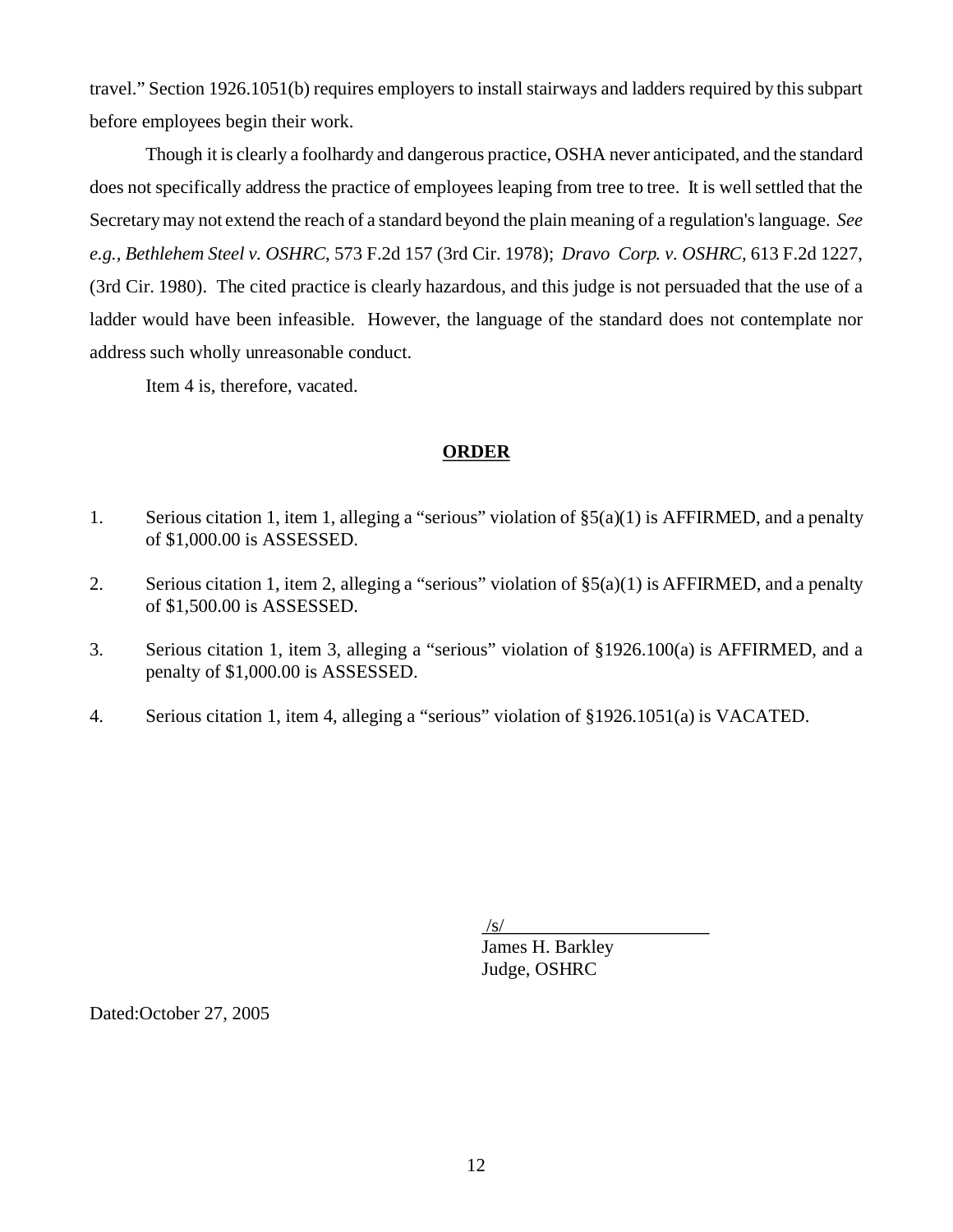travel." Section 1926.1051(b) requires employers to install stairways and ladders required by this subpart before employees begin their work.

Though it is clearly a foolhardy and dangerous practice, OSHA never anticipated, and the standard does not specifically address the practice of employees leaping from tree to tree. It is well settled that the Secretary may not extend the reach of a standard beyond the plain meaning of a regulation's language. *See e.g., Bethlehem Steel v. OSHRC*, 573 F.2d 157 (3rd Cir. 1978); *Dravo Corp. v. OSHRC*, 613 F.2d 1227, (3rd Cir. 1980). The cited practice is clearly hazardous, and this judge is not persuaded that the use of a ladder would have been infeasible. However, the language of the standard does not contemplate nor address such wholly unreasonable conduct.

Item 4 is, therefore, vacated.

## ORDER

1. Serious citation 1, item 1, alleging a "serious" violation of §5(a)(1) is AFFIRMED, and a penalty of $1,000.00 is ASSESSED.

2. Serious citation 1, item 2, alleging a "serious" violation of §5(a)(1) is AFFIRMED, and a penalty of $1,500.00 is ASSESSED.

3. Serious citation 1, item 3, alleging a "serious" violation of §1926.100(a) is AFFIRMED, and a penalty of $1,000.00 is ASSESSED.

4. Serious citation 1, item 4, alleging a "serious" violation of §1926.1051(a) is VACATED.

/s/
James H. Barkley
Judge, OSHRC

Dated:October 27, 2005